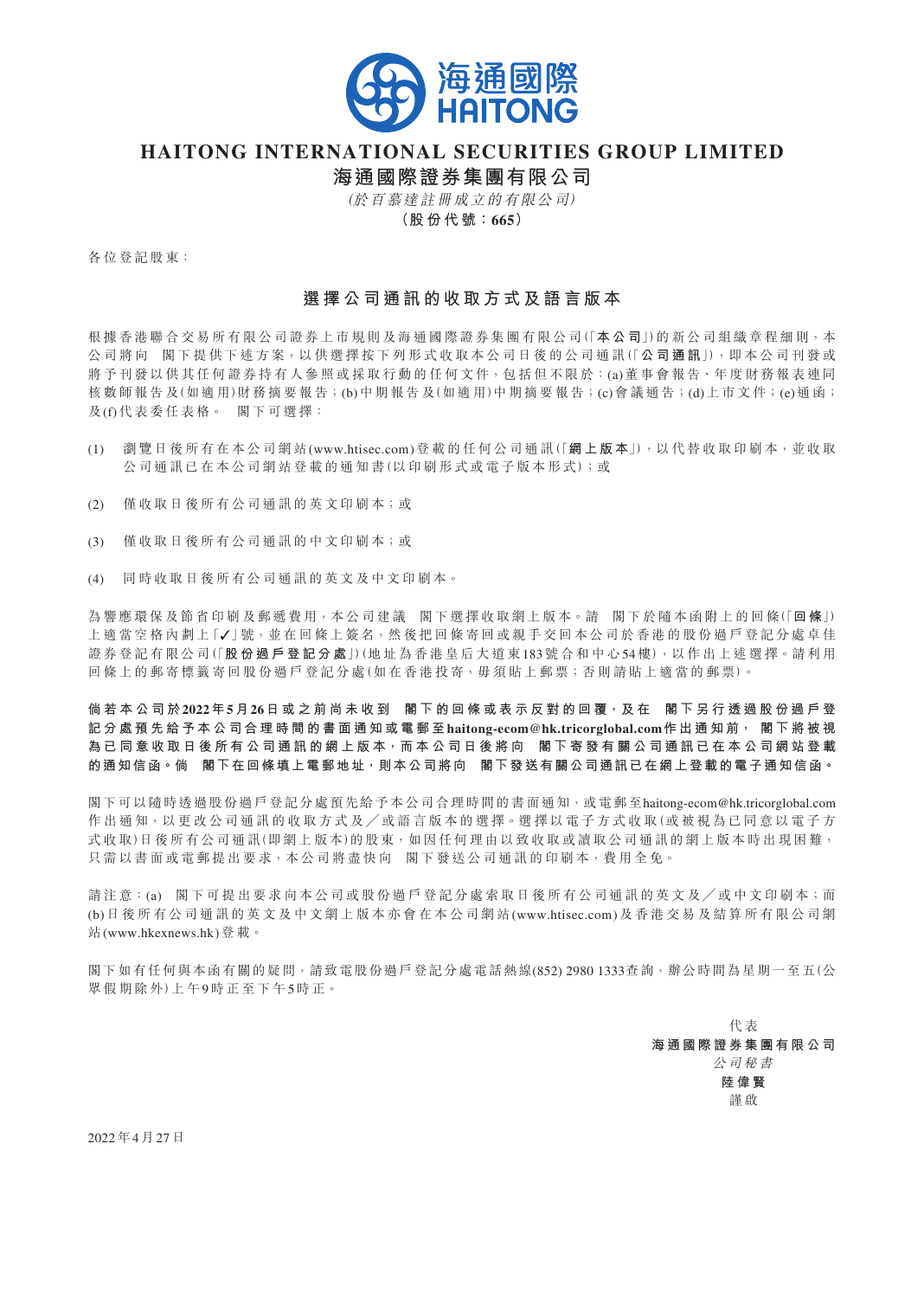# HAITONG INTERNATIONAL SECURITIES GROUP LIMITED

## 海通國際證券集團有限公司

*(於百慕達註冊成立的有限公司)*

**(股份代號：665)**

各位登記股東：

### 選擇公司通訊的收取方式及語言版本

根據香港聯合交易所有限公司證券上市規則及海通國際證券集團有限公司(「**本公司**」)的新公司組織章程細則，本公司將向 閣下提供下述方案，以供選擇按下列形式收取本公司日後的公司通訊(「**公司通訊**」)，即本公司刊發或將予刊發以供其任何證券持有人參照或採取行動的任何文件，包括但不限於：(a)董事會報告、年度財務報表連同核數師報告及(如適用)財務摘要報告；(b)中期報告及(如適用)中期摘要報告；(c)會議通告；(d)上市文件；(e)通函；及(f)代表委任表格。 閣下可選擇：

(1) 瀏覽日後所有在本公司網站(www.htisec.com)登載的任何公司通訊(「**網上版本**」)，以代替收取印刷本，並收取公司通訊已在本公司網站登載的通知書(以印刷形式或電子版本形式)；或

(2) 僅收取日後所有公司通訊的英文印刷本；或

(3) 僅收取日後所有公司通訊的中文印刷本；或

(4) 同時收取日後所有公司通訊的英文及中文印刷本。

為響應環保及節省印刷及郵遞費用，本公司建議 閣下選擇收取網上版本。請 閣下於隨本函附上的回條(「**回條**」)上適當空格內劃上「✓」號，並在回條上簽名，然後把回條寄回或親手交回本公司於香港的股份過戶登記分處卓佳證券登記有限公司(「**股份過戶登記分處**」)(地址為香港皇后大道東183號合和中心54樓)，以作出上述選擇。請利用回條上的郵寄標籤寄回股份過戶登記分處(如在香港投寄，毋須貼上郵票；否則請貼上適當的郵票)。

**倘若本公司於2022年5月26日或之前尚未收到 閣下的回條或表示反對的回覆，及在 閣下另行透過股份過戶登記分處預先給予本公司合理時間的書面通知或電郵至haitong-ecom@hk.tricorglobal.com作出通知前， 閣下將被視為已同意收取日後所有公司通訊的網上版本，而本公司日後將向 閣下寄發有關公司通訊已在本公司網站登載的通知信函。倘 閣下在回條填上電郵地址，則本公司將向 閣下發送有關公司通訊已在網上登載的電子通知信函。**

閣下可以隨時透過股份過戶登記分處預先給予本公司合理時間的書面通知，或電郵至haitong-ecom@hk.tricorglobal.com作出通知，以更改公司通訊的收取方式及╱或語言版本的選擇。選擇以電子方式收取(或被視為已同意以電子方式收取)日後所有公司通訊(即網上版本)的股東，如因任何理由以致收取或讀取公司通訊的網上版本時出現困難，只需以書面或電郵提出要求，本公司將盡快向 閣下發送公司通訊的印刷本，費用全免。

請注意：(a) 閣下可提出要求向本公司或股份過戶登記分處索取日後所有公司通訊的英文及╱或中文印刷本；而(b)日後所有公司通訊的英文及中文網上版本亦會在本公司網站(www.htisec.com)及香港交易及結算所有限公司網站(www.hkexnews.hk)登載。

閣下如有任何與本函有關的疑問，請致電股份過戶登記分處電話熱線(852) 2980 1333查詢，辦公時間為星期一至五(公眾假期除外)上午9時正至下午5時正。

代表
**海通國際證券集團有限公司**
*公司秘書*
**陸偉賢**
謹啟

2022年4月27日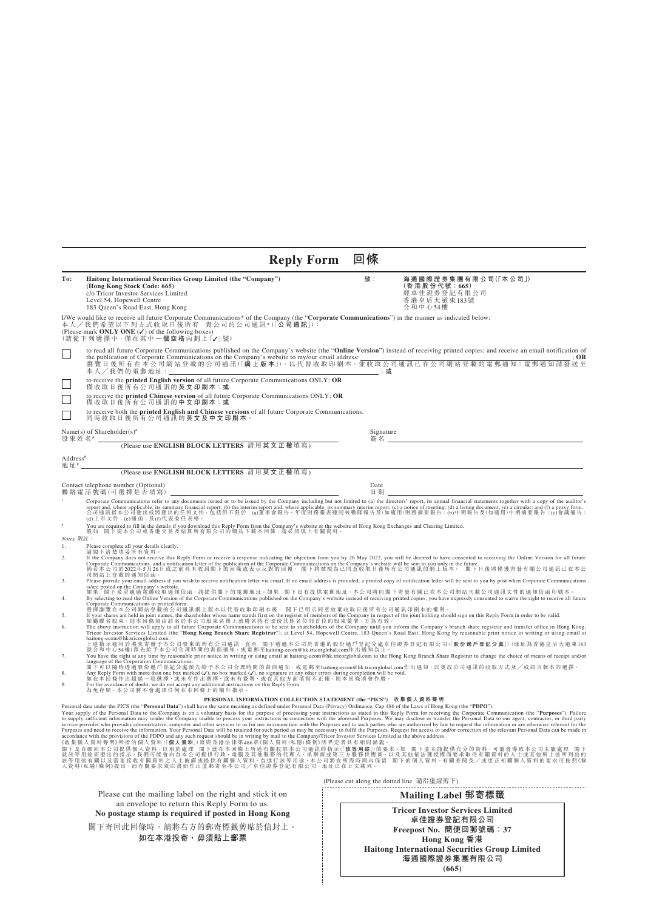# Reply Form 回條

**To:** **Haitong International Securities Group Limited (the "Company")**
**(Hong Kong Stock Code: 665)**
c/o Tricor Investor Services Limited
Level 54, Hopewell Centre
183 Queen's Road East, Hong Kong

致： **海通國際證券集團有限公司(「本公司」)**
**(香港股份代號：665)**
經卓佳證券登記有限公司
香港皇后大道東183號
合和中心54樓

I/We would like to receive all future Corporate Communications* of the Company (the "**Corporate Communications**") in the manner as indicated below:
本人／我們希望以下列方式收取日後所有 貴公司的公司通訊*(「**公司通訊**」)：
(Please mark **ONLY ONE** (✓) of the following boxes)
(請從下列選擇中，僅在其中**一個空格**內劃上「✓」號)

☐ to read all future Corporate Communications published on the Company's website (the "**Online Version**") instead of receiving printed copies; and receive an email notification of the publication of Corporate Communications on the Company's website to my/our email address: _______________; **OR**
瀏覽日後所有在本公司網站登載的公司通訊(「**網上版本**」)，以代替收取印刷本，並收取公司通訊已在公司網站登載的電郵通知；電郵通知請發送至本人／我們的電郵地址：_______________；**或**

☐ to receive the **printed English version** of all future Corporate Communications ONLY; **OR**
僅收取日後所有公司通訊的**英文印刷本**；**或**

☐ to receive the **printed Chinese version** of all future Corporate Communications ONLY; **OR**
僅收取日後所有公司通訊的**中文印刷本**；**或**

☐ to receive both the **printed English and Chinese versions** of all future Corporate Communications.
同時收取日後所有公司通訊的**英文及中文印刷本**。

Name(s) of Shareholder(s)#
股東姓名# _______________
(Please use **ENGLISH BLOCK LETTERS** 請用**英文正楷**填寫)

Signature
簽名 _______________

Address#
地址# _______________
(Please use **ENGLISH BLOCK LETTERS** 請用**英文正楷**填寫)

Contact telephone number (Optional)
聯絡電話號碼(可選擇是否填寫) _______________

Date
日期 _______________

\* Corporate Communications refer to any documents issued or to be issued by the Company including but not limited to (a) the directors' report, its annual financial statements together with a copy of the auditor's report and, where applicable, its summary financial report; (b) the interim report and, where applicable, its summary interim report; (c) a notice of meeting; (d) a listing document; (e) a circular; and (f) a proxy form.
公司通訊指本公司發出或將發出的任何文件，包括但不限於：(a)董事會報告、年度財務報表連同核數師報告及(如適用)財務摘要報告；(b)中期報告及(如適用)中期摘要報告；(c)會議通告；(d)上市文件；(e)通函；及(f)代表委任表格。

\# You are required to fill in the details if you download this Reply Form from the Company's website or the website of Hong Kong Exchanges and Clearing Limited.
假如 閣下從本公司或香港交易及結算所有限公司的網站下載本回條，請必須填上有關資料。

*Notes 附註：*

1. Please complete all your details clearly.
請閣下清楚填妥所有資料。
2. If the Company does not receive this Reply Form or receive a response indicating the objection from you by 26 May 2022, you will be deemed to have consented to receiving the Online Version for all future Corporate Communications, and a notification letter of the publication of the Corporate Communications on the Company's website will be sent to you only in the future.
倘若本公司於2022年5月26日或之前尚未收到閣下的回條或表示反對的回覆，閣下將被視為已同意收取日後所有公司通訊的網上版本，閣下日後將僅獲寄發有關公司通訊已在本公司網站上登載的通知信函。
3. Please provide your email address if you wish to receive notification letter via email. If no email address is provided, a printed copy of notification letter will be sent to you by post when Corporate Communications is/are posted on the Company's website.
如果 閣下希望通過電郵收取通知信函，請提供閣下的電郵地址。如果 閣下沒有提供電郵地址，本公司將向閣下寄發有關已在本公司網站刊載公司通訊文件的通知信函印刷本。
4. By selecting to read the Online Version of the Corporate Communications published on the Company's website instead of receiving printed copies, you have expressly consented to waive the right to receive all future Corporate Communications in printed form.
選擇瀏覽在本公司網站登載的公司通訊網上版本以代替收取印刷本後，閣下已明示同意放棄收取日後所有公司通訊印刷本的權利。
5. If your shares are held in joint names, the shareholder whose name stands first on the register of members of the Company in respect of the joint holding should sign on this Reply Form in order to be valid.
如屬聯名股東，則本回條須由該名於本公司股東名冊上就聯名持有股份其姓名位列首位的股東簽署，方為有效。
6. The above instruction will apply to all future Corporate Communications to be sent to shareholders of the Company until you inform the Company's branch share registrar and transfer office in Hong Kong, Tricor Investor Services Limited (the "**Hong Kong Branch Share Registrar**"), at Level 54, Hopewell Centre, 183 Queen's Road East, Hong Kong by reasonable prior notice in writing or using email at haitong-ecom@hk.tricorglobal.com.
上述指示適用於將寄發予本公司股東的所有公司通訊，直至 閣下透過本公司於香港的股份過戶登記分處卓佳證券登記有限公司(「**股份過戶登記分處**」)(地址為香港皇后大道東183號合和中心54樓)預先給予本公司合理時間的書面通知，或電郵至haitong-ecom@hk.tricorglobal.com作出通知為止。
7. You have the right at any time by reasonable prior notice in writing or using email at haitong-ecom@hk.tricorglobal.com to the Hong Kong Branch Share Registrar to change the choice of means of receipt and/or language of the Corporation Communications.
閣下可以隨時透過股份過戶登記分處預先給予本公司合理時間的書面通知，或電郵至haitong-ecom@hk.tricorglobal.com作出通知，以更改公司通訊的收取方式及／或語言版本的選擇。
8. Any Reply Form with more than one box marked (✓), no box marked (✓), no signature or any other errors during completion will be void.
如在本回條作出超過一項選擇、或未有作出選擇、或未有簽署、或在其他方面填寫不正確，則本回條將會作廢。
9. For the avoidance of doubt, we do not accept any additional instructions on this Reply Form.
為免存疑，本公司將不會處理任何在本回條上的額外指示。

**PERSONAL INFORMATION COLLECTION STATEMENT (the "PICS") 收集個人資料聲明**

Personal data under the PICS (the "**Personal Data**") shall have the same meaning as defined under Personal Data (Privacy) Ordinance, Cap 486 of the Laws of Hong Kong (the "**PDPO**").
Your supply of the Personal Data to the Company is on a voluntary basis for the purpose of processing your instructions as stated in this Reply Form for receiving the Corporate Communication (the "**Purposes**"). Failure to supply sufficient information may render the Company unable to process your instructions in connection with the aforesaid Purposes. We may disclose or transfer the Personal Data to our agent, contractor, or third party service provider who provides administrative, computer and other services to us for use in connection with the Purposes and to such parties who are authorized by law to request the information or are otherwise relevant for the Purposes and need to receive the information. Your Personal Data will be retained for such period as may be necessary to fulfil the Purposes. Request for access to and/or correction of the relevant Personal Data can be made in accordance with the provisions of the PDPO and any such request should be in writing by mail to the Company/Tricor Investor Services Limited at the above address.
《收集個人資料聲明》所指的個人資料(「**個人資料**」)須與香港法律第486章《個人資料(私隱)條例》所界定者具有相同涵義。
閣下是自願向本公司提供個人資料，以用於處理 閣下就在本回條上所述有關收取本公司通訊的指示(「**該等用途**」)的要求。如 閣下並未能提供充分的資料，可能會導致本公司未能處理 閣下就該等用途而發出的指示。我們可能會向為本公司提供行政、電腦及其他服務的代理人、承辦商或第三方服務供應商，以及其他依法獲授權而要求取得有關資料的人士或其他與上述所列出的該等用途有關以及需要接收有關資料之人士披露或提供有關個人資料。為進行該等用途，本公司將在所需時間內保留 閣下的個人資料。有關查閱及／或更正相關個人資料的要求可按照《個人資料(私隱)條例》提出，而有關要求須以書面作出並郵寄至本公司／卓佳證券登記有限公司，地址已在上文載列。

Please cut the mailing label on the right and stick it on an envelope to return this Reply Form to us.
**No postage stamp is required if posted in Hong Kong**
閣下寄回此回條時，請將右方的郵寄標籤剪貼於信封上。
**如在本港投寄，毋須貼上郵票**

(Please cut along the dotted line 請沿虛線剪下)

**Mailing Label 郵寄標籤**

**Tricor Investor Services Limited**
**卓佳證券登記有限公司**
**Freepost No. 簡便回郵號碼：37**
**Hong Kong 香港**
**Haitong International Securities Group Limited**
**海通國際證券集團有限公司**
**(665)**